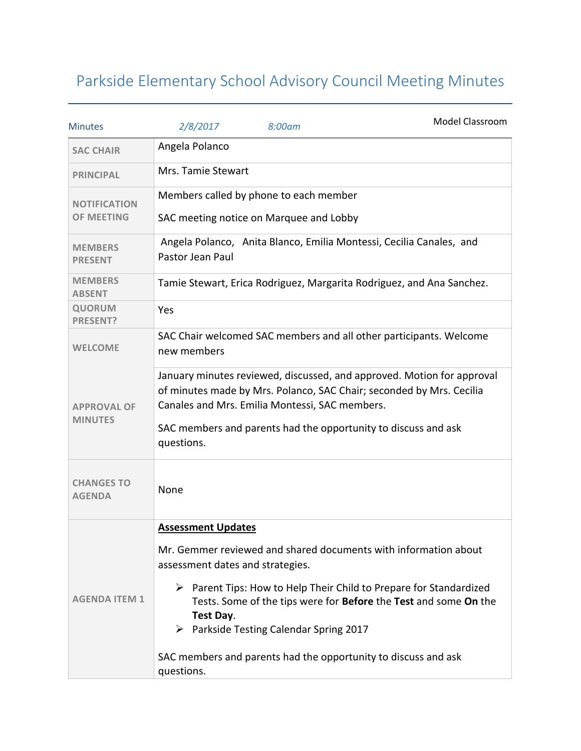# Parkside Elementary School Advisory Council Meeting Minutes

| Minutes | *2/8/2017* | *8:00am* | Model Classroom |
|---|---|---|---|

| | |
|---|---|
| **SAC CHAIR** | Angela Polanco |
| **PRINCIPAL** | Mrs. Tamie Stewart |
| **NOTIFICATION OF MEETING** | Members called by phone to each member<br><br>SAC meeting notice on Marquee and Lobby |
| **MEMBERS PRESENT** | Angela Polanco, Anita Blanco, Emilia Montessi, Cecilia Canales, and Pastor Jean Paul |
| **MEMBERS ABSENT** | Tamie Stewart, Erica Rodriguez, Margarita Rodriguez, and Ana Sanchez. |
| **QUORUM PRESENT?** | Yes |
| **WELCOME** | SAC Chair welcomed SAC members and all other participants. Welcome new members |
| **APPROVAL OF MINUTES** | January minutes reviewed, discussed, and approved. Motion for approval of minutes made by Mrs. Polanco, SAC Chair; seconded by Mrs. Cecilia Canales and Mrs. Emilia Montessi, SAC members.<br><br>SAC members and parents had the opportunity to discuss and ask questions. |
| **CHANGES TO AGENDA** | None |
| **AGENDA ITEM 1** | **Assessment Updates**<br><br>Mr. Gemmer reviewed and shared documents with information about assessment dates and strategies.<br><br>➢ Parent Tips: How to Help Their Child to Prepare for Standardized Tests. Some of the tips were for **Before** the **Test** and some **On** the **Test Day**.<br>➢ Parkside Testing Calendar Spring 2017<br><br>SAC members and parents had the opportunity to discuss and ask questions. |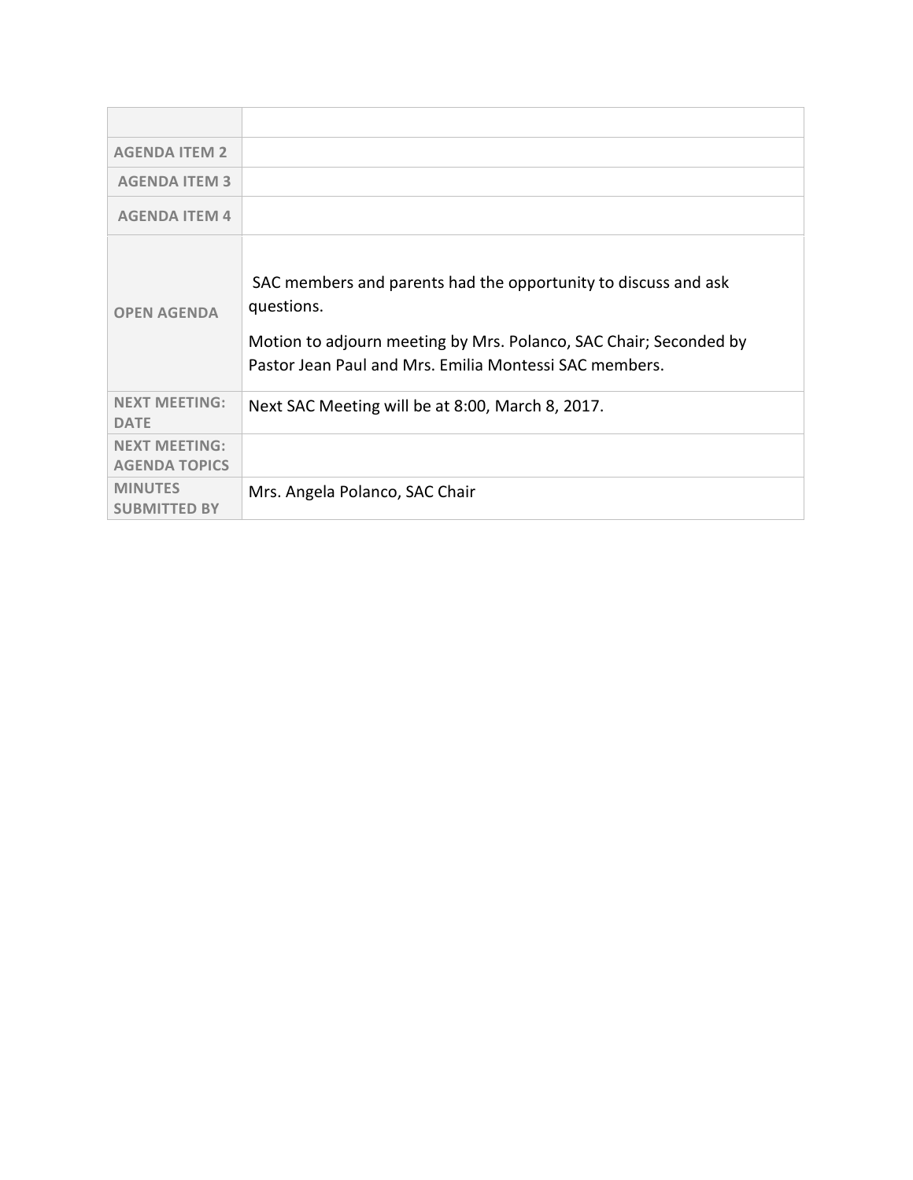| | |
|---|---|
| | |
| **AGENDA ITEM 2** | |
| **AGENDA ITEM 3** | |
| **AGENDA ITEM 4** | |
| **OPEN AGENDA** | SAC members and parents had the opportunity to discuss and ask questions.<br><br>Motion to adjourn meeting by Mrs. Polanco, SAC Chair; Seconded by Pastor Jean Paul and Mrs. Emilia Montessi SAC members. |
| **NEXT MEETING: DATE** | Next SAC Meeting will be at 8:00, March 8, 2017. |
| **NEXT MEETING: AGENDA TOPICS** | |
| **MINUTES SUBMITTED BY** | Mrs. Angela Polanco, SAC Chair |